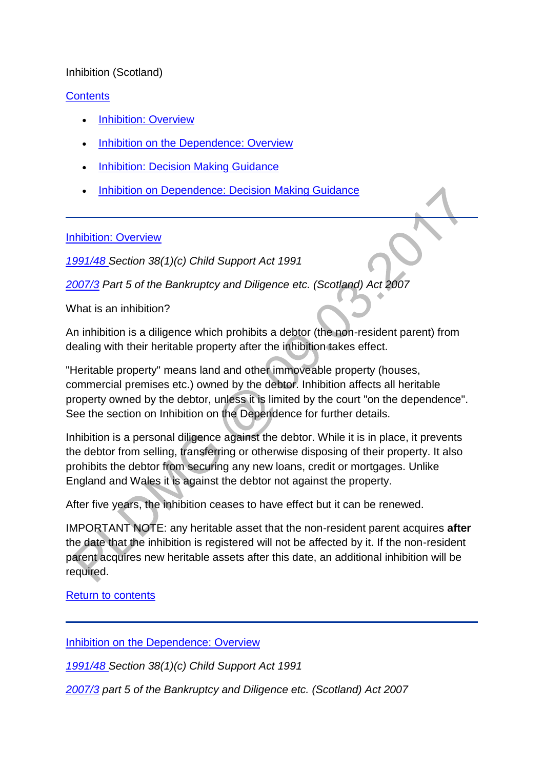Inhibition (Scotland)

[Contents](#)

- [Inhibition: Overview](#)
- [Inhibition on the Dependence: Overview](#)
- [Inhibition: Decision Making Guidance](#)
- [Inhibition on Dependence: Decision Making Guidance](#)

---

## [Inhibition: Overview](#)

*[1991/48](#) Section 38(1)(c) Child Support Act 1991*

*[2007/3](#) Part 5 of the Bankruptcy and Diligence etc. (Scotland) Act 2007*

What is an inhibition?

An inhibition is a diligence which prohibits a debtor (the non-resident parent) from dealing with their heritable property after the inhibition takes effect.

"Heritable property" means land and other immoveable property (houses, commercial premises etc.) owned by the debtor. Inhibition affects all heritable property owned by the debtor, unless it is limited by the court "on the dependence". See the section on Inhibition on the Dependence for further details.

Inhibition is a personal diligence against the debtor. While it is in place, it prevents the debtor from selling, transferring or otherwise disposing of their property. It also prohibits the debtor from securing any new loans, credit or mortgages. Unlike England and Wales it is against the debtor not against the property.

After five years, the inhibition ceases to have effect but it can be renewed.

IMPORTANT NOTE: any heritable asset that the non-resident parent acquires **after** the date that the inhibition is registered will not be affected by it. If the non-resident parent acquires new heritable assets after this date, an additional inhibition will be required.

[Return to contents](#)

---

## [Inhibition on the Dependence: Overview](#)

*[1991/48](#) Section 38(1)(c) Child Support Act 1991*

*[2007/3](#) part 5 of the Bankruptcy and Diligence etc. (Scotland) Act 2007*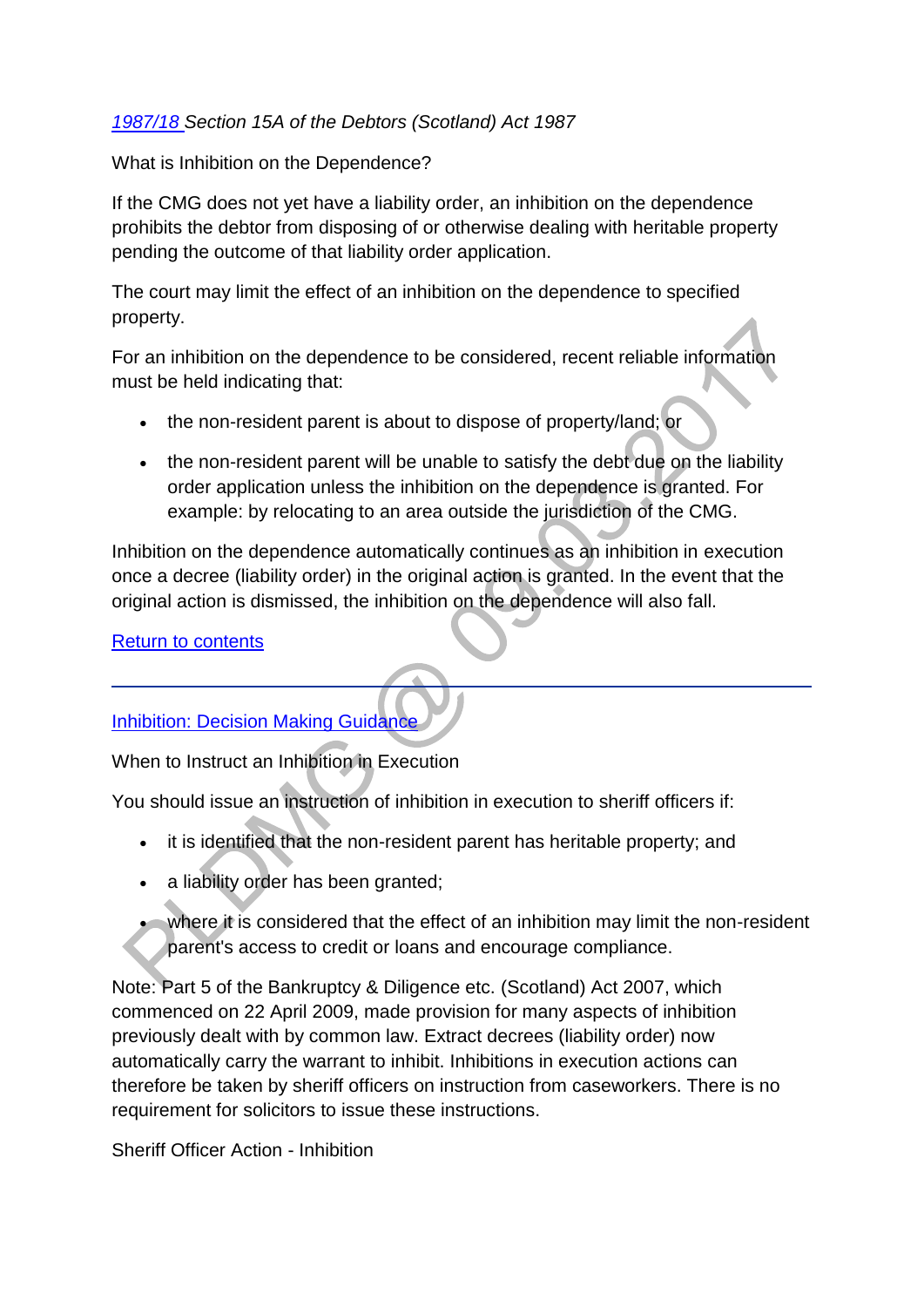*[1987/18](#) Section 15A of the Debtors (Scotland) Act 1987*

What is Inhibition on the Dependence?

If the CMG does not yet have a liability order, an inhibition on the dependence prohibits the debtor from disposing of or otherwise dealing with heritable property pending the outcome of that liability order application.

The court may limit the effect of an inhibition on the dependence to specified property.

For an inhibition on the dependence to be considered, recent reliable information must be held indicating that:

- the non-resident parent is about to dispose of property/land; or
- the non-resident parent will be unable to satisfy the debt due on the liability order application unless the inhibition on the dependence is granted. For example: by relocating to an area outside the jurisdiction of the CMG.

Inhibition on the dependence automatically continues as an inhibition in execution once a decree (liability order) in the original action is granted. In the event that the original action is dismissed, the inhibition on the dependence will also fall.

[Return to contents](#)

---

[Inhibition: Decision Making Guidance](#)

When to Instruct an Inhibition in Execution

You should issue an instruction of inhibition in execution to sheriff officers if:

- it is identified that the non-resident parent has heritable property; and
- a liability order has been granted;
- where it is considered that the effect of an inhibition may limit the non-resident parent's access to credit or loans and encourage compliance.

Note: Part 5 of the Bankruptcy & Diligence etc. (Scotland) Act 2007, which commenced on 22 April 2009, made provision for many aspects of inhibition previously dealt with by common law. Extract decrees (liability order) now automatically carry the warrant to inhibit. Inhibitions in execution actions can therefore be taken by sheriff officers on instruction from caseworkers. There is no requirement for solicitors to issue these instructions.

Sheriff Officer Action - Inhibition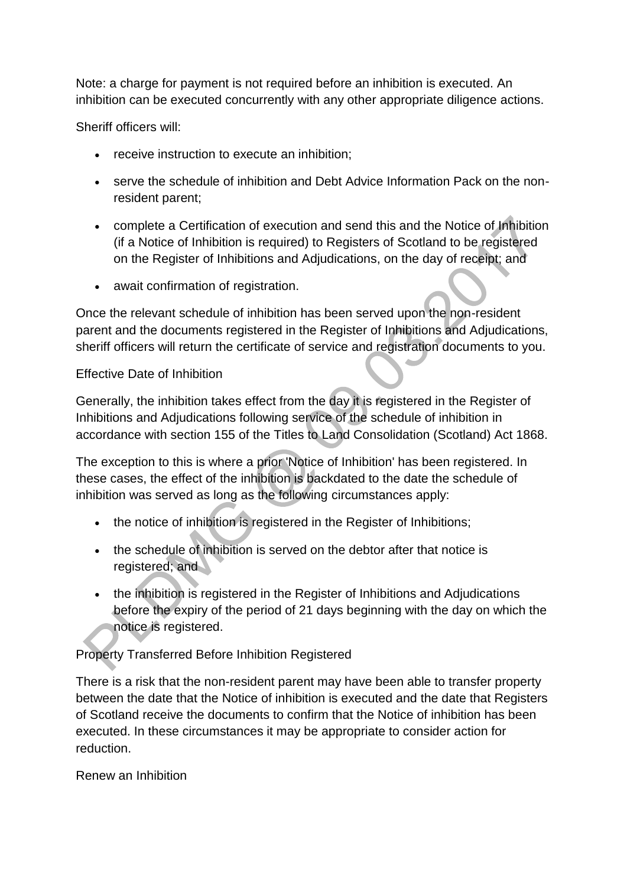Note: a charge for payment is not required before an inhibition is executed. An inhibition can be executed concurrently with any other appropriate diligence actions.

Sheriff officers will:

- receive instruction to execute an inhibition;
- serve the schedule of inhibition and Debt Advice Information Pack on the non-resident parent;
- complete a Certification of execution and send this and the Notice of Inhibition (if a Notice of Inhibition is required) to Registers of Scotland to be registered on the Register of Inhibitions and Adjudications, on the day of receipt; and
- await confirmation of registration.

Once the relevant schedule of inhibition has been served upon the non-resident parent and the documents registered in the Register of Inhibitions and Adjudications, sheriff officers will return the certificate of service and registration documents to you.

Effective Date of Inhibition

Generally, the inhibition takes effect from the day it is registered in the Register of Inhibitions and Adjudications following service of the schedule of inhibition in accordance with section 155 of the Titles to Land Consolidation (Scotland) Act 1868.

The exception to this is where a prior 'Notice of Inhibition' has been registered. In these cases, the effect of the inhibition is backdated to the date the schedule of inhibition was served as long as the following circumstances apply:

- the notice of inhibition is registered in the Register of Inhibitions;
- the schedule of inhibition is served on the debtor after that notice is registered; and
- the inhibition is registered in the Register of Inhibitions and Adjudications before the expiry of the period of 21 days beginning with the day on which the notice is registered.

Property Transferred Before Inhibition Registered

There is a risk that the non-resident parent may have been able to transfer property between the date that the Notice of inhibition is executed and the date that Registers of Scotland receive the documents to confirm that the Notice of inhibition has been executed. In these circumstances it may be appropriate to consider action for reduction.

Renew an Inhibition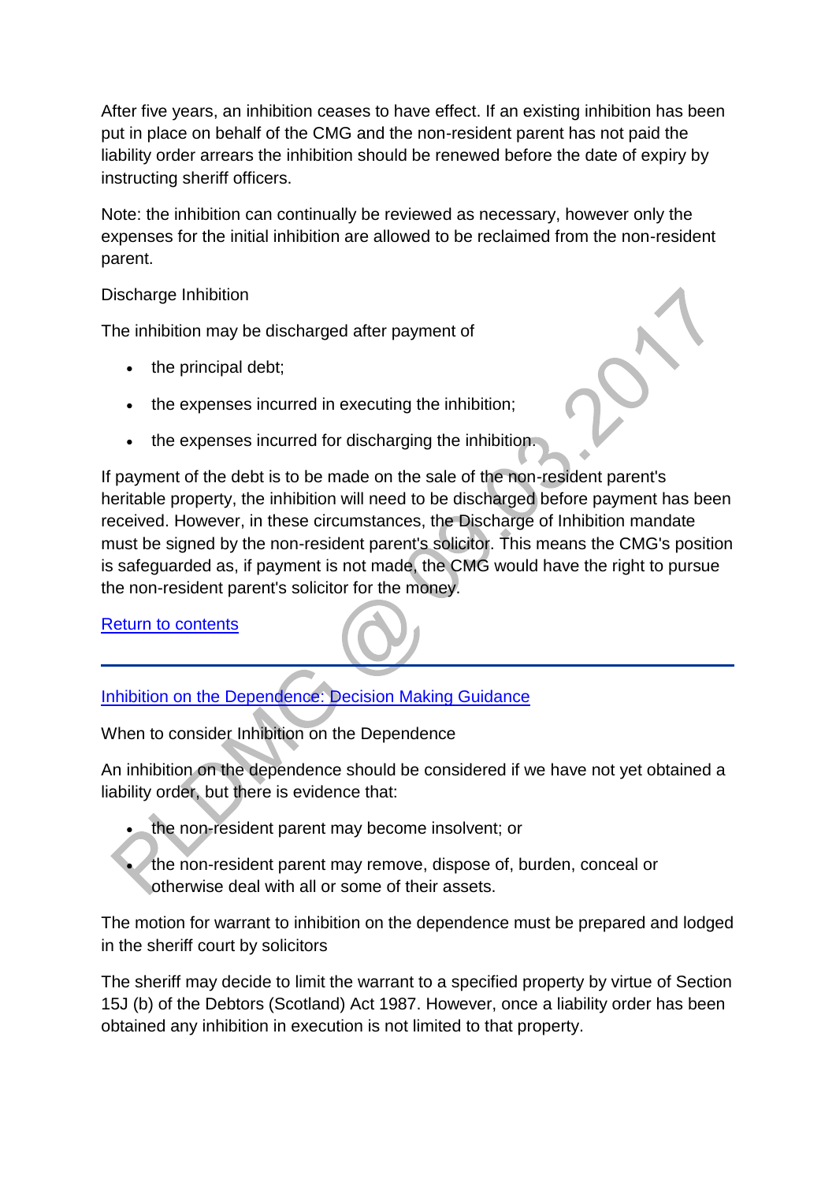After five years, an inhibition ceases to have effect. If an existing inhibition has been put in place on behalf of the CMG and the non-resident parent has not paid the liability order arrears the inhibition should be renewed before the date of expiry by instructing sheriff officers.

Note: the inhibition can continually be reviewed as necessary, however only the expenses for the initial inhibition are allowed to be reclaimed from the non-resident parent.

Discharge Inhibition

The inhibition may be discharged after payment of

- the principal debt;
- the expenses incurred in executing the inhibition;
- the expenses incurred for discharging the inhibition.

If payment of the debt is to be made on the sale of the non-resident parent's heritable property, the inhibition will need to be discharged before payment has been received. However, in these circumstances, the Discharge of Inhibition mandate must be signed by the non-resident parent's solicitor. This means the CMG's position is safeguarded as, if payment is not made, the CMG would have the right to pursue the non-resident parent's solicitor for the money.

Return to contents

---

Inhibition on the Dependence: Decision Making Guidance

When to consider Inhibition on the Dependence

An inhibition on the dependence should be considered if we have not yet obtained a liability order, but there is evidence that:

- the non-resident parent may become insolvent; or
- the non-resident parent may remove, dispose of, burden, conceal or otherwise deal with all or some of their assets.

The motion for warrant to inhibition on the dependence must be prepared and lodged in the sheriff court by solicitors

The sheriff may decide to limit the warrant to a specified property by virtue of Section 15J (b) of the Debtors (Scotland) Act 1987. However, once a liability order has been obtained any inhibition in execution is not limited to that property.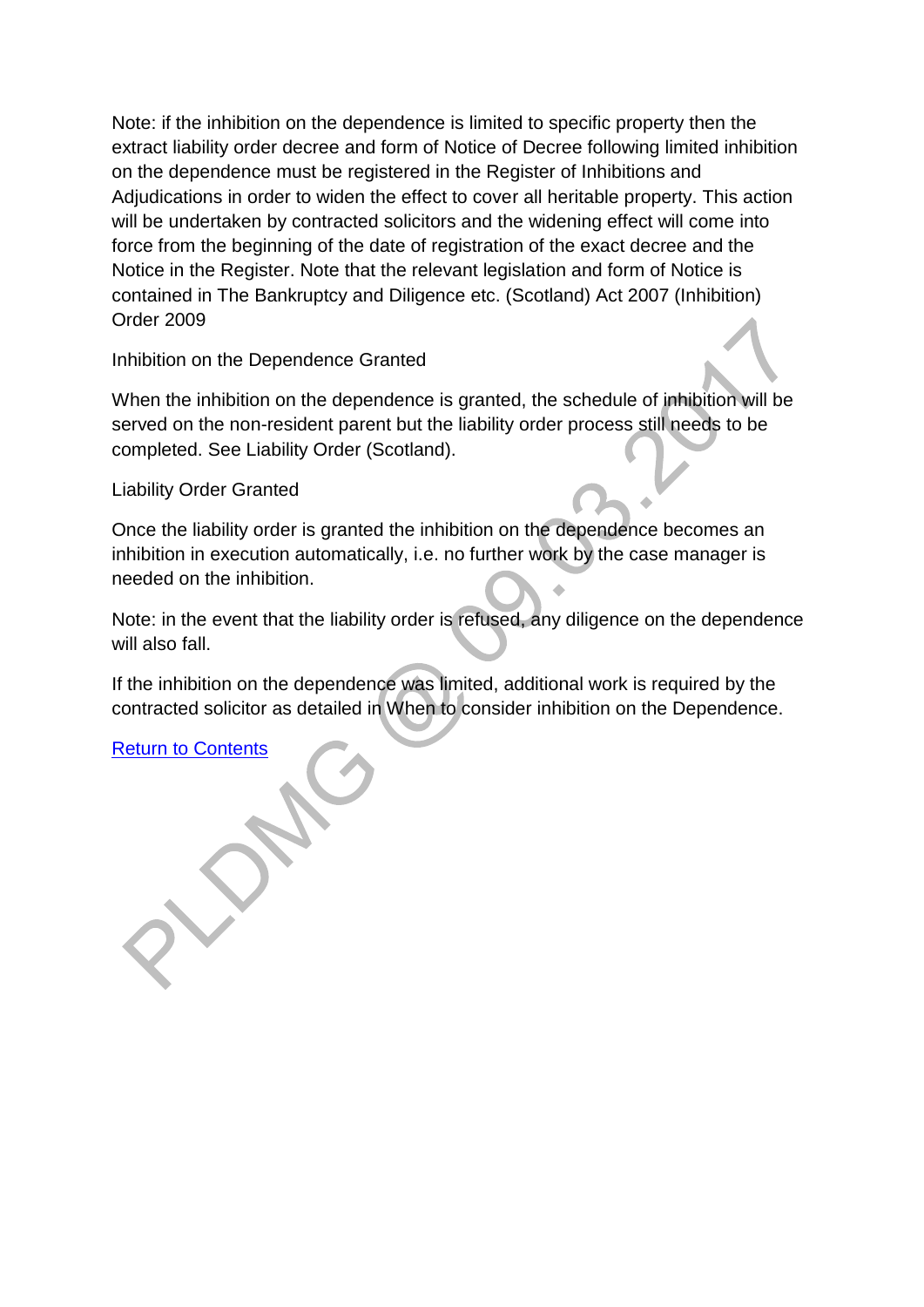Note: if the inhibition on the dependence is limited to specific property then the extract liability order decree and form of Notice of Decree following limited inhibition on the dependence must be registered in the Register of Inhibitions and Adjudications in order to widen the effect to cover all heritable property. This action will be undertaken by contracted solicitors and the widening effect will come into force from the beginning of the date of registration of the exact decree and the Notice in the Register. Note that the relevant legislation and form of Notice is contained in The Bankruptcy and Diligence etc. (Scotland) Act 2007 (Inhibition) Order 2009

Inhibition on the Dependence Granted

When the inhibition on the dependence is granted, the schedule of inhibition will be served on the non-resident parent but the liability order process still needs to be completed. See Liability Order (Scotland).

Liability Order Granted

Once the liability order is granted the inhibition on the dependence becomes an inhibition in execution automatically, i.e. no further work by the case manager is needed on the inhibition.

Note: in the event that the liability order is refused, any diligence on the dependence will also fall.

If the inhibition on the dependence was limited, additional work is required by the contracted solicitor as detailed in When to consider inhibition on the Dependence.

Return to Contents